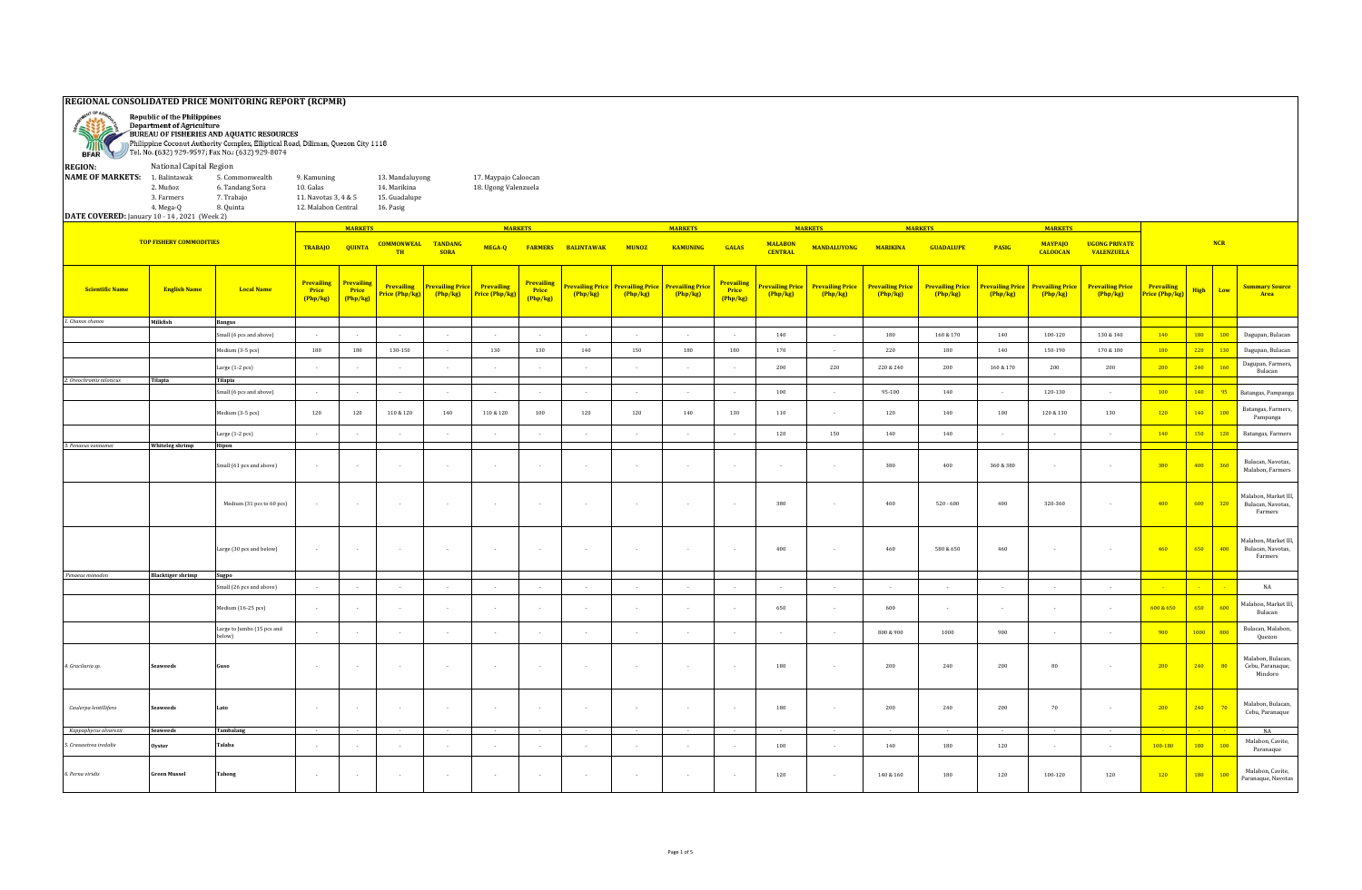# REGIONAL CONSOLIDATED PRICE MONITORING REPORT (RCPMR)

Republic of the Philippines
Department of Agriculture
BUREAU OF FISHERIES AND AQUATIC RESOURCES
Philippine Coconut Authority Complex, Elliptical Road, Diliman, Quezon City 1118
Tel. No. (632) 929-9597; Fax No.: (632) 929-8074

**REGION:** National Capital Region

**NAME OF MARKETS:**

| | | | | |
|---|---|---|---|---|
| 1. Balintawak | 5. Commonwealth | 9. Kamuning | 13. Mandaluyong | 17. Maypajo Caloocan |
| 2. Muñoz | 6. Tandang Sora | 10. Galas | 14. Marikina | 18. Ugong Valenzuela |
| 3. Farmers | 7. Trabajo | 11. Navotas 3, 4 & 5 | 15. Guadalupe | |
| 4. Mega-Q | 8. Quinta | 12. Malabon Central | 16. Pasig | |

**DATE COVERED:** January 10 - 14, 2021 (Week 2)

| TOP FISHERY COMMODITIES | | | TRABAJO | QUINTA | COMMONWEALTH | TANDANG SORA | MEGA-Q | FARMERS | BALINTAWAK | MUNOZ | KAMUNING | GALAS | MALABON CENTRAL | MANDALUYONG | MARIKINA | GUADALUPE | PASIG | MAYPAJO CALOOCAN | UGONG PRIVATE VALENZUELA | NCR | | | |
|---|---|---|---|---|---|---|---|---|---|---|---|---|---|---|---|---|---|---|---|---|---|---|---|
| Scientific Name | English Name | Local Name | Prevailing Price (Php/kg) | Prevailing Price (Php/kg) | Prevailing Price (Php/kg) | Prevailing Price (Php/kg) | Prevailing Price (Php/kg) | Prevailing Price (Php/kg) | Prevailing Price (Php/kg) | Prevailing Price (Php/kg) | Prevailing Price (Php/kg) | Prevailing Price (Php/kg) | Prevailing Price (Php/kg) | Prevailing Price (Php/kg) | Prevailing Price (Php/kg) | Prevailing Price (Php/kg) | Prevailing Price (Php/kg) | Prevailing Price (Php/kg) | Prevailing Price (Php/kg) | Prevailing Price (Php/kg) | High | Low | Summary Source Area |
| 1. Chanos chanos | Milkfish | Bangus | | | | | | | | | | | | | | | | | | | | | |
| | | Small (6 pcs and above) | - | - | - | - | - | - | - | - | - | - | 140 | - | 180 | 160 & 170 | 140 | 100-120 | 130 & 140 | 140 | 180 | 100 | Dagupan, Bulacan |
| | | Medium (3-5 pcs) | 180 | 180 | 130-150 | - | 130 | 130 | 140 | 150 | 180 | 180 | 170 | - | 220 | 180 | 140 | 150-190 | 170 & 180 | 180 | 220 | 130 | Dagupan, Bulacan |
| | | Large (1-2 pcs) | - | - | - | - | - | - | - | - | - | - | 200 | 220 | 220 & 240 | 200 | 160 & 170 | 200 | 200 | 200 | 240 | 160 | Dagupan, Farmers, Bulacan |
| 2. Oreochromis niloticus | Tilapia | Tilapia | | | | | | | | | | | | | | | | | | | | | |
| | | Small (6 pcs and above) | - | - | - | - | - | - | - | - | - | - | 100 | - | 95-100 | 140 | - | 120-130 | - | 100 | 140 | 95 | Batangas, Pampanga |
| | | Medium (3-5 pcs) | 120 | 120 | 110 & 120 | 140 | 110 & 120 | 100 | 120 | 120 | 140 | 130 | 110 | - | 120 | 140 | 100 | 120 & 130 | 130 | 120 | 140 | 100 | Batangas, Farmers, Pampanga |
| | | Large (1-2 pcs) | - | - | - | - | - | - | - | - | - | - | 120 | 150 | 140 | 140 | - | - | - | 140 | 150 | 120 | Batangas, Farmers |
| 3. Penaeus vannamei | Whiteleg shrimp | Hipon | | | | | | | | | | | | | | | | | | | | | |
| | | Small (61 pcs and above) | - | - | - | - | - | - | - | - | - | - | - | - | 380 | 400 | 360 & 380 | - | - | 380 | 400 | 360 | Bulacan, Navotas, Malabon, Farmers |
| | | Medium (31 pcs to 60 pcs) | - | - | - | - | - | - | - | - | - | - | 380 | - | 400 | 520 - 600 | 400 | 320-360 | - | 400 | 600 | 320 | Malabon, Market III, Bulacan, Navotas, Farmers |
| | | Large (30 pcs and below) | - | - | - | - | - | - | - | - | - | - | 400 | - | 460 | 580 & 650 | 460 | - | - | 460 | 650 | 400 | Malabon, Market III, Bulacan, Navotas, Farmers |
| Penaeus monodon | Blacktiger shrimp | Sugpo | | | | | | | | | | | | | | | | | | | | | |
| | | Small (26 pcs and above) | - | - | - | - | - | - | - | - | - | - | - | - | - | - | - | - | - | - | - | - | NA |
| | | Medium (16-25 pcs) | - | - | - | - | - | - | - | - | - | - | 650 | - | 600 | - | - | - | - | 600 & 650 | 650 | 600 | Malabon, Market III, Bulacan |
| | | Large to Jumbo (15 pcs and below) | - | - | - | - | - | - | - | - | - | - | - | - | 800 & 900 | 1000 | 900 | - | - | 900 | 1000 | 800 | Bulacan, Malabon, Quezon |
| 4. Gracilaria sp. | Seaweeds | Guso | - | - | - | - | - | - | - | - | - | - | 180 | - | 200 | 240 | 200 | 80 | - | 200 | 240 | 80 | Malabon, Bulacan, Cebu, Paranaque, Mindoro |
| Caulerpa lentillifera | Seaweeds | Lato | - | - | - | - | - | - | - | - | - | - | 180 | - | 200 | 240 | 200 | 70 | - | 200 | 240 | 70 | Malabon, Bulacan, Cebu, Paranaque |
| Kappaphycus alvarezii | Seaweeds | Tambalang | - | - | - | - | - | - | - | - | - | - | - | - | - | - | - | - | - | - | - | - | NA |
| 5. Crassostrea iredalie | Oyster | Talaba | - | - | - | - | - | - | - | - | - | - | 100 | - | 140 | 180 | 120 | - | - | 100-180 | 180 | 100 | Malabon, Cavite, Paranaque |
| 6. Perna viridis | Green Mussel | Tahong | - | - | - | - | - | - | - | - | - | - | 120 | - | 140 & 160 | 180 | 120 | 100-120 | 120 | 120 | 180 | 100 | Malabon, Cavite, Paranaque, Navotas |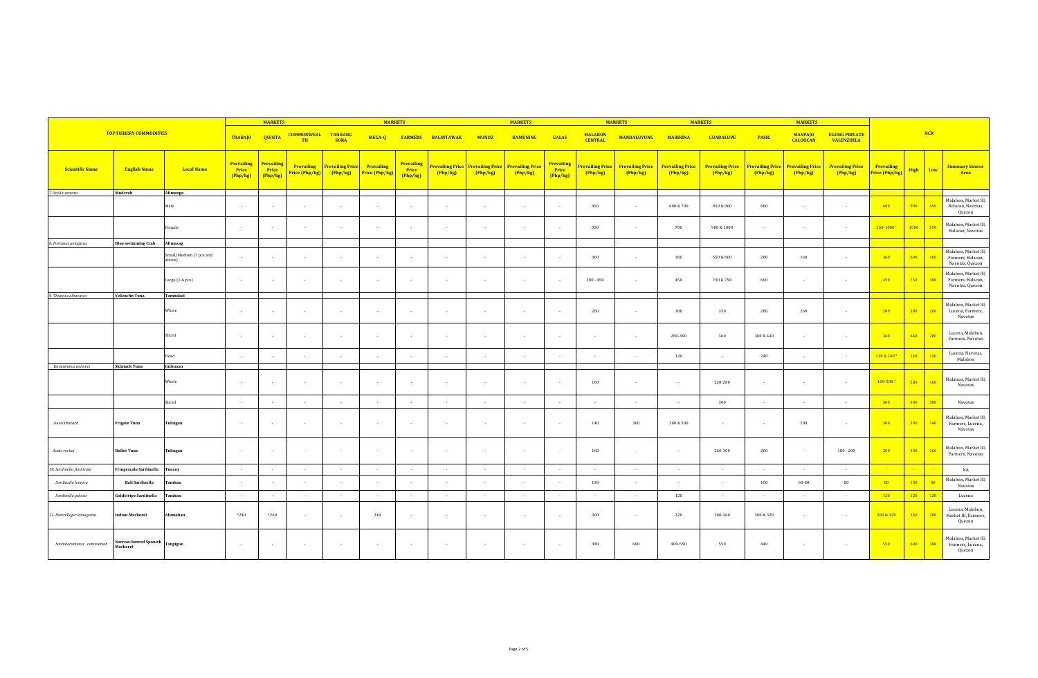| TOP FISHERY COMMODITIES | | | MARKETS | | | | MARKETS | | | | MARKETS | | MARKETS | | MARKETS | | | MARKETS | | NCR | | | |
|---|---|---|---|---|---|---|---|---|---|---|---|---|---|---|---|---|---|---|---|---|---|---|---|
| | | | TRABAJO | QUINTA | COMMONWEALTH | TANDANG SORA | MEGA-Q | FARMERS | BALINTAWAK | MUNOZ | KAMUNING | GALAS | MALABON CENTRAL | MANDALUYONG | MARIKINA | GUADALUPE | PASIG | MAYPAJO CALOOCAN | UGONG PRIVATE VALENZUELA | | | | |
| Scientific Name | English Name | Local Name | Prevailing Price (Php/kg) | Prevailing Price (Php/kg) | Prevailing Price (Php/kg) | Prevailing Price (Php/kg) | Prevailing Price (Php/kg) | Prevailing Price (Php/kg) | Prevailing Price (Php/kg) | Prevailing Price (Php/kg) | Prevailing Price (Php/kg) | Prevailing Price (Php/kg) | Prevailing Price (Php/kg) | Prevailing Price (Php/kg) | Prevailing Price (Php/kg) | Prevailing Price (Php/kg) | Prevailing Price (Php/kg) | Prevailing Price (Php/kg) | Prevailing Price (Php/kg) | Prevailing Price (Php/kg) | High | Low | Summary Source Area |
| 7. Scylla serrata | Mudcrab | Alimango | | | | | | | | | | | | | | | | | | | | | |
| | | Male | - | - | - | - | - | - | - | - | - | - | 450 | - | 600 & 700 | 850 & 900 | 600 | - | - | 600 | 900 | 450 | Malabon, Market III, Bulacan, Navotas, Quezon |
| | | Female | - | - | - | - | - | - | - | - | - | - | 550 | - | 700 | 900 & 1000 | - | - | - | 550-1000 [1] | 1000 | 550 | Malabon, Market III, Bulacan, Navotas |
| 8. Portunus pelagicus | Blue swimming Crab | Alimasag | | | | | | | | | | | | | | | | | | | | | |
| | | Small/Medium (7 pcs and above) | - | - | - | - | - | - | - | - | - | - | 360 | - | 360 | 550 & 600 | 280 | 160 | - | 360 | 600 | 160 | Malabon, Market III, Farmers, Bulacan, Navotas, Quezon |
| | | Large (1-6 pcs) | - | - | - | - | - | - | - | - | - | - | 380 - 450 | - | 450 | 700 & 750 | 600 | - | - | 450 | 750 | 380 | Malabon, Market III, Farmers, Bulacan, Navotas, Quezon |
| 9. Thunnus albacares | Yellowfin Tuna | Tambakol | | | | | | | | | | | | | | | | | | | | | |
| | | Whole | - | - | - | - | - | - | - | - | - | - | 280 | - | 380 | 350 | 280 | 260 | - | 280 | 380 | 260 | Malabon, Market III, Lucena, Farmers, Navotas |
| | | Sliced | - | - | - | - | - | - | - | - | - | - | - | - | 280-360 | 360 | 380 & 440 | - | - | 360 | 440 | 280 | Lucena, Malabon, Farmers, Navotas |
| | | Head | - | - | - | - | - | - | - | - | - | - | - | - | 120 | - | 240 | - | - | 120 & 240 [2] | 240 | 120 | Lucena, Navotas, Malabon |
| Katsuwonus pelamis | Skipjack Tuna | Gulyasan | | | | | | | | | | | | | | | | | | | | | |
| | | Whole | - | - | - | - | - | - | - | - | - | - | 160 | - | - | 220-280 | - | - | - | 160-280 [3] | 280 | 160 | Malabon, Market III, Navotas |
| | | Sliced | - | - | - | - | - | - | - | - | - | - | - | - | - | 300 | - | - | - | 300 | 300 | 300 | Navotas |
| Auxis thazard | Frigate Tuna | Tulingan | - | - | - | - | - | - | - | - | - | - | 140 | 300 | 260 & 300 | - | - | 200 | - | 300 | 300 | 140 | Malabon, Market III, Farmers, Lucena, Navotas |
| Auxis rochei | Bullet Tuna | Tulingan | - | - | - | - | - | - | - | - | - | - | 160 | - | - | 260-300 | 200 | - | 180 - 200 | 200 | 300 | 160 | Malabon, Market III, Farmers, Navotas |
| 10. Sardinella fimbriata | Fringescale Sardinella | Tunsoy | - | - | - | - | - | - | - | - | - | - | - | - | - | - | - | - | - | - | - | - | NA |
| Sardinella lemuru | Bali Sardinella | Tamban | - | - | - | - | - | - | - | - | - | - | 130 | - | - | - | 100 | 60-80 | 80 | 80 | 130 | 80 | Malabon, Market III, Navotas |
| Sardinella gibosa | Goldstripe Sardinella | Tamban | - | - | - | - | - | - | - | - | - | - | - | - | 120 | - | - | - | - | 120 | 120 | 120 | Lucena |
| 11. Rastrelliger kanagurta | Indian Mackerel | Alumahan | *240 | *260 | - | - | 240 | - | - | - | - | - | 300 | - | 320 | 280-360 | 300 & 320 | - | - | 300 & 320 | 360 | 280 | Lucena, Malabon, Market III, Farmers, Quezon |
| Scomberomorus commerson | Narrow-barred Spanish Mackerel | Tangigue | - | - | - | - | - | - | - | - | - | - | 380 | 600 | 400-550 | 550 | 440 | - | - | 550 | 600 | 380 | Malabon, Market III, Farmers, Lucena, Quezon |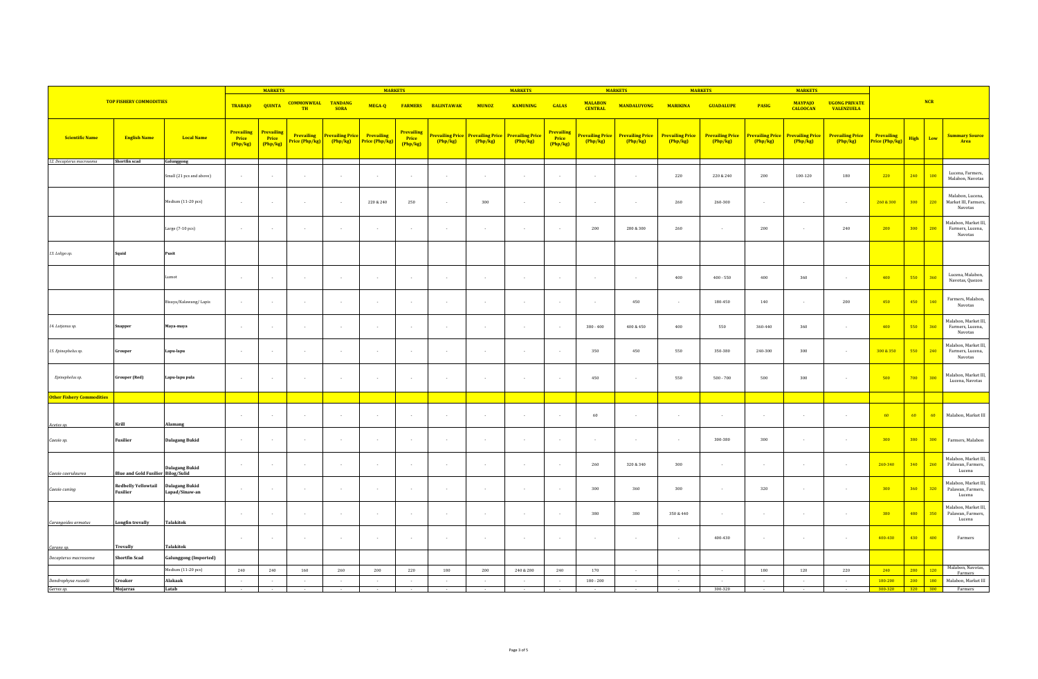| TOP FISHERY COMMODITIES | | | MARKETS | | | | | | | | MARKETS | | | MARKETS | | MARKETS | | MARKETS | | NCR | | | |
|---|---|---|---|---|---|---|---|---|---|---|---|---|---|---|---|---|---|---|---|---|---|---|---|
| | | | TRABAJO | QUINTA | COMMONWEALTH | TANDANG SORA | MEGA-Q | FARMERS | BALINTAWAK | MUNOZ | KAMUNING | GALAS | MALABON CENTRAL | MANDALUYONG | MARIKINA | GUADALUPE | PASIG | MAYPAJO CALOOCAN | UGONG PRIVATE VALENZUELA | | | | |
| Scientific Name | English Name | Local Name | Prevailing Price (Php/kg) | Prevailing Price (Php/kg) | Prevailing Price (Php/kg) | Prevailing Price (Php/kg) | Prevailing Price (Php/kg) | Prevailing Price (Php/kg) | Prevailing Price (Php/kg) | Prevailing Price (Php/kg) | Prevailing Price (Php/kg) | Prevailing Price (Php/kg) | Prevailing Price (Php/kg) | Prevailing Price (Php/kg) | Prevailing Price (Php/kg) | Prevailing Price (Php/kg) | Prevailing Price (Php/kg) | Prevailing Price (Php/kg) | Prevailing Price (Php/kg) | Prevailing Price (Php/kg) | High | Low | Summary Source Area |
| 12. Decapterus macrosoma | Shortfin scad | Galunggong | | | | | | | | | | | | | | | | | | | | | |
| | | Small (21 pcs and above) | - | - | - | - | - | - | - | - | - | - | - | - | 220 | 220 & 240 | 200 | 100-120 | 180 | 220 | 240 | 100 | Lucena, Farmers, Malabon, Navotas |
| | | Medium (11-20 pcs) | - | - | - | - | 220 & 240 | 250 | - | 300 | - | - | - | - | 260 | 260-300 | - | - | - | 260 & 300 | 300 | 220 | Malabon, Lucena, Market III, Farmers, Navotas |
| | | Large (7-10 pcs) | - | - | - | - | - | - | - | - | - | - | 200 | 280 & 300 | 260 | - | 200 | - | 240 | 200 | 300 | 200 | Malabon, Market III, Farmers, Lucena, Navotas |
| 13. Loligo sp. | Squid | Pusit | | | | | | | | | | | | | | | | | | | | | |
| | | Lumot | - | - | - | - | - | - | - | - | - | - | - | - | 400 | 400 - 550 | 400 | 360 | - | 400 | 550 | 360 | Lucena, Malabon, Navotas, Quezon |
| | | Bisaya/Kalawang/ Lapis | - | - | - | - | - | - | - | - | - | - | - | 450 | - | 180-450 | 140 | - | 200 | 450 | 450 | 140 | Farmers, Malabon, Navotas |
| 14. Lutjanus sp. | Snapper | Maya-maya | - | - | - | - | - | - | - | - | - | - | 380 - 400 | 400 & 450 | 400 | 550 | 360-440 | 360 | - | 400 | 550 | 360 | Malabon, Market III, Farmers, Lucena, Navotas |
| 15. Epinephelus sp. | Grouper | Lapu-lapu | - | - | - | - | - | - | - | - | - | - | 350 | 450 | 550 | 350-380 | 240-300 | 300 | - | 300 & 350 | 550 | 240 | Malabon, Market III, Farmers, Lucena, Navotas |
| Epinephelus sp. | Grouper (Red) | Lapu-lapu pula | - | - | - | - | - | - | - | - | - | - | 450 | - | 550 | 500 - 700 | 500 | 300 | - | 500 | 700 | 300 | Malabon, Market III, Lucena, Navotas |
| Other Fishery Commodities | | | | | | | | | | | | | | | | | | | | | | | |
| Acetes sp. | Krill | Alamang | - | - | - | - | - | - | - | - | - | - | 60 | - | - | - | - | - | - | 60 | 60 | 60 | Malabon, Market III |
| Caesio sp. | Fusilier | Dalagang Bukid | - | - | - | - | - | - | - | - | - | - | - | - | - | 300-380 | 300 | - | - | 300 | 380 | 300 | Farmers, Malabon |
| Caesio caerulaurea | Blue and Gold Fusilier | Dalagang Bukid Bilog/Sulid | - | - | - | - | - | - | - | - | - | - | 260 | 320 & 340 | 300 | - | - | - | - | 260-340 | 340 | 260 | Malabon, Market III, Palawan, Farmers, Lucena |
| Caesio cuning | Redbelly Yellowtail Fusilier | Dalagang Bukid Lapad/Sinaw-an | - | - | - | - | - | - | - | - | - | - | 300 | 360 | 300 | - | 320 | - | - | 300 | 360 | 320 | Malabon, Market III, Palawan, Farmers, Lucena |
| Carangoides armatus | Longfin trevally | Talakitok | - | - | - | - | - | - | - | - | - | - | 380 | 380 | 350 & 440 | - | - | - | - | 380 | 480 | 350 | Malabon, Market III, Palawan, Farmers, Lucena |
| Caranx sp. | Trevally | Talakitok | - | - | - | - | - | - | - | - | - | - | - | - | - | 400-430 | - | - | - | 400-430 | 430 | 400 | Farmers |
| Decapterus macrosoma | Shortfin Scad | Galunggong (Imported) | | | | | | | | | | | | | | | | | | | | | |
| | | Medium (11-20 pcs) | 240 | 240 | 160 | 260 | 200 | 220 | 180 | 200 | 240 & 280 | 240 | 170 | - | - | - | 180 | 120 | 220 | 240 | 280 | 120 | Malabon, Navotas, Farmers |
| Dendrophysa russelli | Croaker | Alakaak | - | - | - | - | - | - | - | - | - | - | 180 - 200 | - | - | - | - | - | - | 180-200 | 200 | 180 | Malabon, Market III |
| Gerres sp. | Mojarras | Latab | - | - | - | - | - | - | - | - | - | - | - | - | - | 300-320 | - | - | - | 300-320 | 320 | 300 | Farmers |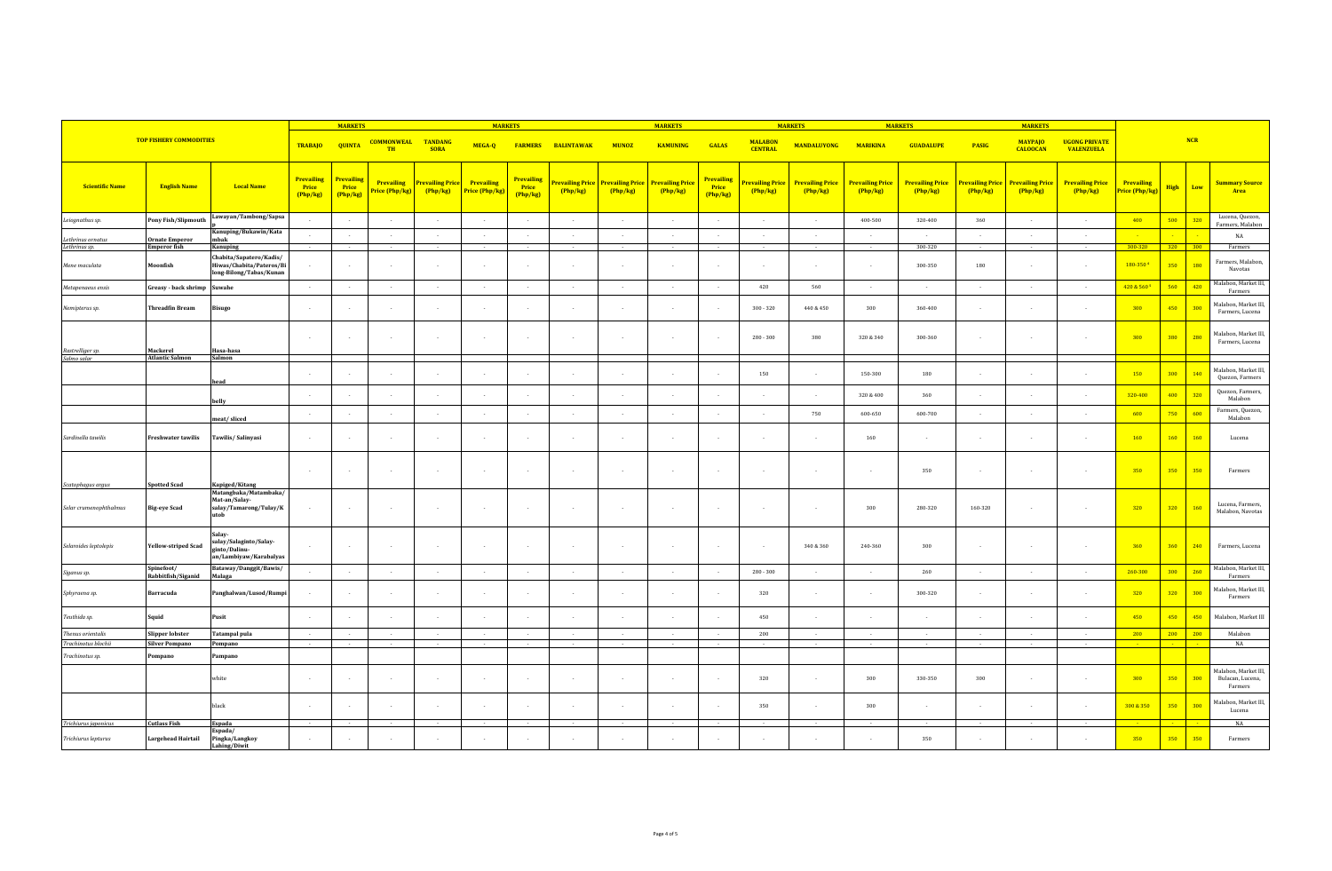| TOP FISHERY COMMODITIES | | | MARKETS | | | | MARKETS | | | | MARKETS | | MARKETS | | MARKETS | | | MARKETS | | NCR | | | |
|---|---|---|---|---|---|---|---|---|---|---|---|---|---|---|---|---|---|---|---|---|---|---|---|
| | | | TRABAJO | QUINTA | COMMONWEALTH | TANDANG SORA | MEGA-Q | FARMERS | BALINTAWAK | MUNOZ | KAMUNING | GALAS | MALABON CENTRAL | MANDALUYONG | MARIKINA | GUADALUPE | PASIG | MAYPAJO CALOOCAN | UGONG PRIVATE VALENZUELA | | | | |
| Scientific Name | English Name | Local Name | Prevailing Price (Php/kg) | Prevailing Price (Php/kg) | Prevailing Price (Php/kg) | Prevailing Price (Php/kg) | Prevailing Price (Php/kg) | Prevailing Price (Php/kg) | Prevailing Price (Php/kg) | Prevailing Price (Php/kg) | Prevailing Price (Php/kg) | Prevailing Price (Php/kg) | Prevailing Price (Php/kg) | Prevailing Price (Php/kg) | Prevailing Price (Php/kg) | Prevailing Price (Php/kg) | Prevailing Price (Php/kg) | Prevailing Price (Php/kg) | Prevailing Price (Php/kg) | Prevailing Price (Php/kg) | High | Low | Summary Source Area |
| Leiognathus sp. | Pony Fish/Slipmouth | Lawayan/Tambong/Sapsap | - | - | - | - | - | - | - | - | - | - | - | - | 400-500 | 320-400 | 360 | - | - | 400 | 500 | 320 | Lucena, Quezon, Farmers, Malabon |
| Lethrinus ornatus | Ornate Emperor | Kanuping/Bukawin/Katambak | - | - | - | - | - | - | - | - | - | - | - | - | - | - | - | - | - | - | - | - | NA |
| Lethrinus sp. | Emperor fish | Kanuping | - | - | - | - | - | - | - | - | - | - | - | - | - | 300-320 | - | - | - | 300-320 | 320 | 300 | Farmers |
| Mene maculata | Moonfish | Chabita/Sapatero/Kadis/Hiwas/Chabita/Pateros/Bilong-Bilong/Tabas/Kunan | - | - | - | - | - | - | - | - | - | - | - | - | - | 300-350 | 180 | - | - | 180-350 ° | 350 | 180 | Farmers, Malabon, Navotas |
| Metapenaeus ensis | Greasy - back shrimp | Suwahe | - | - | - | - | - | - | - | - | - | - | 420 | 560 | - | - | - | - | - | 420 & 560 ° | 560 | 420 | Malabon, Market III, Farmers |
| Nemipterus sp. | Threadfin Bream | Bisugo | - | - | - | - | - | - | - | - | - | - | 300 - 320 | 440 & 450 | 300 | 360-400 | - | - | - | 300 | 450 | 300 | Malabon, Market III, Farmers, Lucena |
| Rastrelliger sp. | Mackerel | Hasa-hasa | - | - | - | - | - | - | - | - | - | - | 280 - 300 | 380 | 320 & 340 | 300-360 | - | - | - | 300 | 380 | 280 | Malabon, Market III, Farmers, Lucena |
| Salmo salar | Atlantic Salmon | Salmon | | | | | | | | | | | | | | | | | | | | | |
| | | head | - | - | - | - | - | - | - | - | - | - | 150 | - | 150-300 | 180 | - | - | - | 150 | 300 | 140 | Malabon, Market III, Quezon, Farmers |
| | | belly | - | - | - | - | - | - | - | - | - | - | - | - | 320 & 400 | 360 | - | - | - | 320-400 | 400 | 320 | Quezon, Farmers, Malabon |
| | | meat/ sliced | - | - | - | - | - | - | - | - | - | - | - | 750 | 600-650 | 600-700 | - | - | - | 600 | 750 | 600 | Farmers, Quezon, Malabon |
| Sardinella tawilis | Freshwater tawilis | Tawilis/ Salinyasi | - | - | - | - | - | - | - | - | - | - | - | - | 160 | - | - | - | - | 160 | 160 | 160 | Lucena |
| Scatophagus argus | Spotted Scad | Kapiged/Kitang | - | - | - | - | - | - | - | - | - | - | - | - | - | 350 | - | - | - | 350 | 350 | 350 | Farmers |
| Selar crumenophthalmus | Big-eye Scad | Matangbaka/Matambaka/Mat-an/Salay-salay/Tamarong/Tulay/Kutob | - | - | - | - | - | - | - | - | - | - | - | - | 300 | 280-320 | 160-320 | - | - | 320 | 320 | 160 | Lucena, Farmers, Malabon, Navotas |
| Selaroides leptolepis | Yellow-striped Scad | Salay-salay/Salaginto/Salay-ginto/Dalinu-an/Lambiyaw/Karabalyas | - | - | - | - | - | - | - | - | - | - | - | 340 & 360 | 240-360 | 300 | - | - | - | 360 | 360 | 240 | Farmers, Lucena |
| Siganus sp. | Spinefoot/ Rabbitfish/Siganid | Bataway/Danggit/Bawis/Malaga | - | - | - | - | - | - | - | - | - | - | 280 - 300 | - | - | 260 | - | - | - | 260-300 | 300 | 260 | Malabon, Market III, Farmers |
| Sphyraena sp. | Barracuda | Panghalwan/Lusod/Rumpi | - | - | - | - | - | - | - | - | - | - | 320 | - | - | 300-320 | - | - | - | 320 | 320 | 300 | Malabon, Market III, Farmers |
| Teuthida sp. | Squid | Pusit | - | - | - | - | - | - | - | - | - | - | 450 | - | - | - | - | - | - | 450 | 450 | 450 | Malabon, Market III |
| Thenus orientalis | Slipper lobster | Tatampal pula | - | - | - | - | - | - | - | - | - | - | 200 | - | - | - | - | - | - | 200 | 200 | 200 | Malabon |
| Trachinotus blochii | Silver Pompano | Pompano | - | - | - | - | - | - | - | - | - | - | - | - | - | - | - | - | - | - | - | - | NA |
| Trachinotus sp. | Pompano | Pampano | | | | | | | | | | | | | | | | | | | | | |
| | | white | - | - | - | - | - | - | - | - | - | - | 320 | - | 300 | 330-350 | 300 | - | - | 300 | 350 | 300 | Malabon, Market III, Bulacan, Lucena, Farmers |
| | | black | - | - | - | - | - | - | - | - | - | - | 350 | - | 300 | - | - | - | - | 300 & 350 | 350 | 300 | Malabon, Market III, Lucena |
| Trichiurus japonicus | Cutlass Fish | Espada | - | - | - | - | - | - | - | - | - | - | - | - | - | - | - | - | - | - | - | - | NA |
| Trichiurus lepturus | Largehead Hairtail | Espada/ Pingka/Langkoy Lahing/Diwit | - | - | - | - | - | - | - | - | - | - | - | - | - | 350 | - | - | - | 350 | 350 | 350 | Farmers |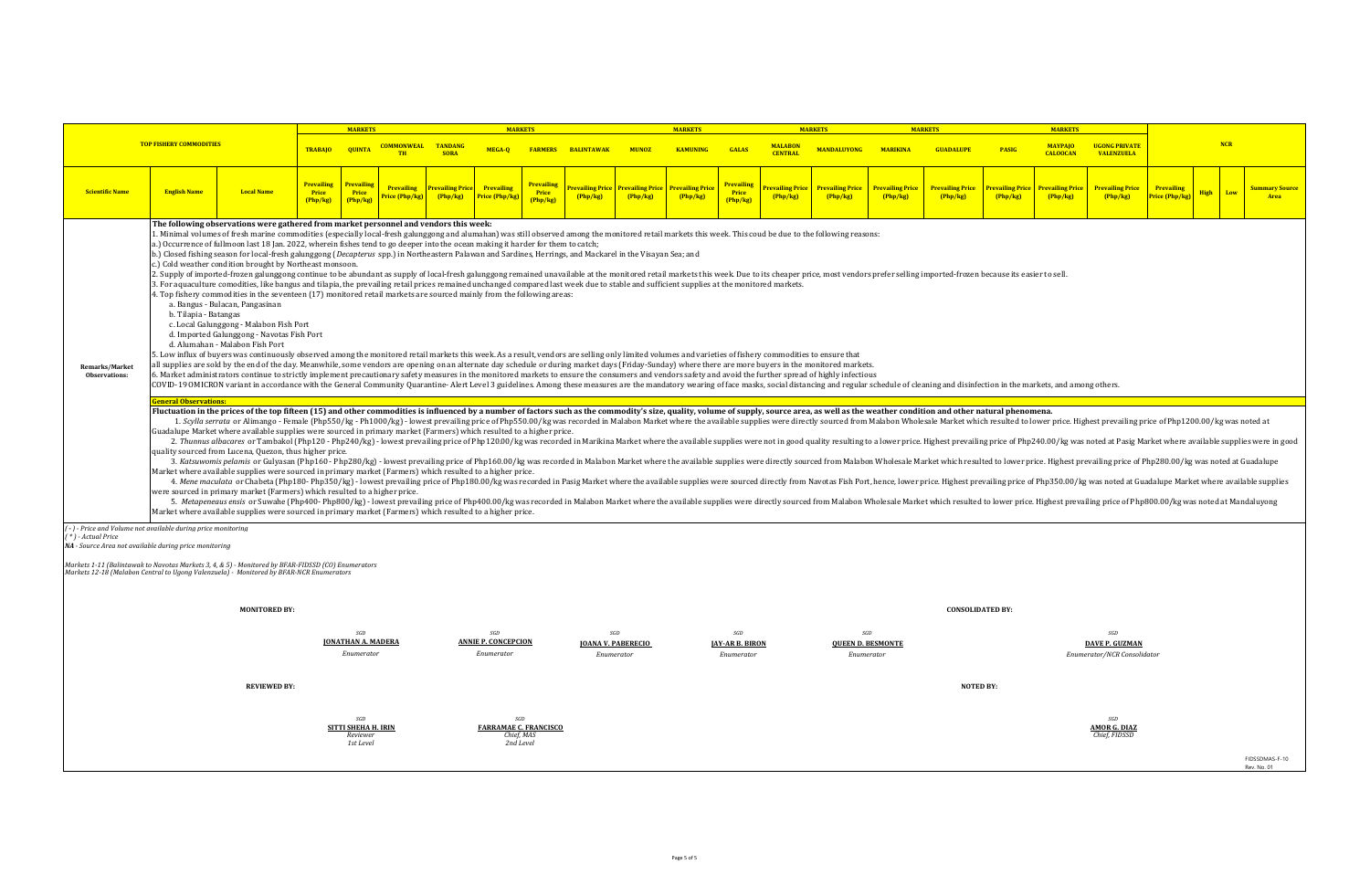| TOP FISHERY COMMODITIES | | | MARKETS | | | | | | | | | | | | | | | | | NCR | | | |
|---|---|---|---|---|---|---|---|---|---|---|---|---|---|---|---|---|---|---|---|---|---|---|---|
| | | | TRABAJO | QUINTA | COMMONWEALTH | TANDANG SORA | MEGA-Q | FARMERS | BALINTAWAK | MUNOZ | KAMUNING | GALAS | MALABON CENTRAL | MANDALUYONG | MARIKINA | GUADALUPE | PASIG | MAYPAJO CALOOCAN | UGONG PRIVATE VALENZUELA | | | | |
| Scientific Name | English Name | Local Name | Prevailing Price (Php/kg) | Prevailing Price (Php/kg) | Prevailing Price (Php/kg) | Prevailing Price (Php/kg) | Prevailing Price (Php/kg) | Prevailing Price (Php/kg) | Prevailing Price (Php/kg) | Prevailing Price (Php/kg) | Prevailing Price (Php/kg) | Prevailing Price (Php/kg) | Prevailing Price (Php/kg) | Prevailing Price (Php/kg) | Prevailing Price (Php/kg) | Prevailing Price (Php/kg) | Prevailing Price (Php/kg) | Prevailing Price (Php/kg) | Prevailing Price (Php/kg) | Prevailing Price (Php/kg) | High | Low | Summary Source Area |

**Remarks/Market Observations:**

The following observations were gathered from market personnel and vendors this week:

1. Minimal volumes of fresh marine commodities (especially local-fresh galunggong and alumahan) was still observed among the monitored retail markets this week. This coud be due to the following reasons:
   a.) Occurrence of fullmoon last 18 Jan. 2022, wherein fishes tend to go deeper into the ocean making it harder for them to catch;
   b.) Closed fishing season for local-fresh galunggong (*Decapterus* spp.) in Northeastern Palawan and Sardines, Herrings, and Mackarel in the Visayan Sea; and
   c.) Cold weather condition brought by Northeast monsoon.
2. Supply of imported-frozen galunggong continue to be abundant as supply of local-fresh galunggong remained unavailable at the monitored retail markets this week. Due to its cheaper price, most vendors prefer selling imported-frozen because its easier to sell.
3. For aquaculture comodities, like bangus and tilapia, the prevailing retail prices remained unchanged compared last week due to stable and sufficient supplies at the monitored markets.
4. Top fishery commodities in the seventeen (17) monitored retail markets are sourced mainly from the following areas:
   a. Bangus - Bulacan, Pangasinan
   b. Tilapia - Batangas
   c. Local Galunggong - Malabon Fish Port
   d. Imported Galunggong - Navotas Fish Port
   d. Alumahan - Malabon Fish Port
5. Low influx of buyers was continuously observed among the monitored retail markets this week. As a result, vendors are selling only limited volumes and varieties of fishery commodities to ensure that all supplies are sold by the end of the day. Meanwhile, some vendors are opening on an alternate day schedule or during market days (Friday-Sunday) where there are more buyers in the monitored markets.
6. Market administrators continue to strictly implement precautionary safety measures in the monitored markets to ensure the consumers and vendors safety and avoid the further spread of highly infectious COVID-19 OMICRON variant in accordance with the General Community Quarantine- Alert Level 3 guidelines. Among these measures are the mandatory wearing of face masks, social distancing and regular schedule of cleaning and disinfection in the markets, and among others.

**General Observations:**

**Fluctuation in the prices of the top fifteen (15) and other commodities is influenced by a number of factors such as the commodity's size, quality, volume of supply, source area, as well as the weather condition and other natural phenomena.**

1. *Scylla serrata* or Alimango - Female (Php550/kg - Ph1000/kg) - lowest prevailing price of Php550.00/kg was recorded in Malabon Market where the available supplies were directly sourced from Malabon Wholesale Market which resulted to lower price. Highest prevailing price of Php1200.00/kg was noted at Guadalupe Market where available supplies were sourced in primary market (Farmers) which resulted to a higher price.
2. *Thunnus albacares* or Tambakol (Php120 - Php240/kg) - lowest prevailing price of Php120.00/kg was recorded in Marikina Market where the available supplies were not in good quality resulting to a lower price. Highest prevailing price of Php240.00/kg was noted at Pasig Market where available supplies were in good quality sourced from Lucena, Quezon, thus higher price.
3. *Katsuwomis pelamis* or Gulyasan (Php160- Php280/kg) - lowest prevailing price of Php160.00/kg was recorded in Malabon Market where the available supplies were directly sourced from Malabon Wholesale Market which resulted to lower price. Highest prevailing price of Php280.00/kg was noted at Guadalupe Market where available supplies were sourced in primary market (Farmers) which resulted to a higher price.
4. *Mene maculata* or Chabeta (Php180- Php350/kg) - lowest prevailing price of Php180.00/kg was recorded in Pasig Market where the available supplies were sourced directly from Navotas Fish Port, hence, lower price. Highest prevailing price of Php350.00/kg was noted at Guadalupe Market where available supplies were sourced in primary market (Farmers) which resulted to a higher price.
5. *Metapeneaus ensis* or Suwahe (Php400- Php800/kg) - lowest prevailing price of Php400.00/kg was recorded in Malabon Market where the available supplies were directly sourced from Malabon Wholesale Market which resulted to lower price. Highest prevailing price of Php800.00/kg was noted at Mandaluyong Market where available supplies were sourced in primary market (Farmers) which resulted to a higher price.

*( - ) - Price and Volume not available during price monitoring*
*( \* ) - Actual Price*
*NA - Source Area not available during price monitoring*

*Markets 1-11 (Balintawak to Navotas Markets 3, 4, & 5) - Monitored by BFAR-FIDSSD (CO) Enumerators*
*Markets 12-18 (Malabon Central to Ugong Valenzuela) - Monitored by BFAR-NCR Enumerators*

**MONITORED BY:**

SGD **JONATHAN A. MADERA** — *Enumerator*

SGD **ANNIE P. CONCEPCION** — *Enumerator*

SGD **JOANA V. PABERECIO** — *Enumerator*

SGD **JAY-AR B. BIRON** — *Enumerator*

SGD **QUEEN D. BESMONTE** — *Enumerator*

**CONSOLIDATED BY:**

SGD **DAVE P. GUZMAN** — *Enumerator/NCR Consolidator*

**REVIEWED BY:**

SGD **SITTI SHEHA H. IRIN** — *Reviewer, 1st Level*

SGD **FARRAMAE C. FRANCISCO** — *Chief, MAS, 2nd Level*

**NOTED BY:**

SGD **AMOR G. DIAZ** — *Chief, FIDSSD*

FIDSSDMAS-F-10
Rev. No. 01